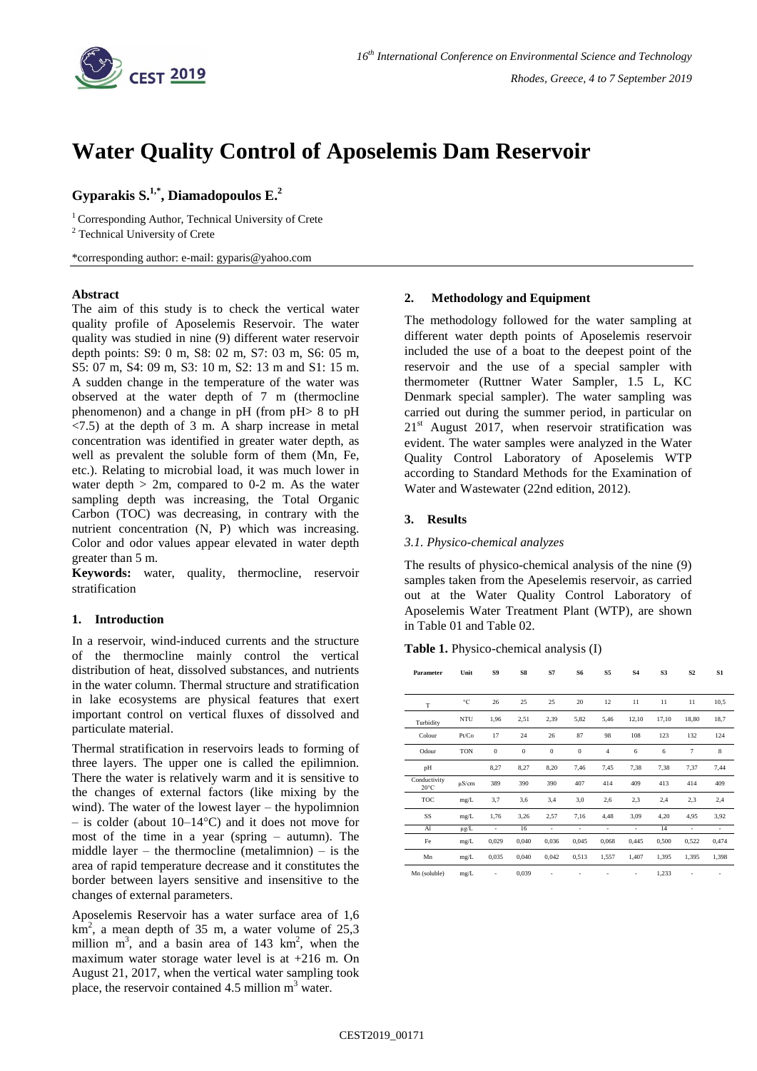# Water Quality Control of Aposelemis Dam Reservoir

**Gyparakis S.[1,*], Diamadopoulos E.[2]**

[1] Corresponding Author, Technical University of Crete

[2] Technical University of Crete

*corresponding author: e-mail: gyparis@yahoo.com

**Abstract**

The aim of this study is to check the vertical water quality profile of Aposelemis Reservoir. The water quality was studied in nine (9) different water reservoir depth points: S9: 0 m, S8: 02 m, S7: 03 m, S6: 05 m, S5: 07 m, S4: 09 m, S3: 10 m, S2: 13 m and S1: 15 m. A sudden change in the temperature of the water was observed at the water depth of 7 m (thermocline phenomenon) and a change in pH (from pH> 8 to pH <7.5) at the depth of 3 m. A sharp increase in metal concentration was identified in greater water depth, as well as prevalent the soluble form of them (Mn, Fe, etc.). Relating to microbial load, it was much lower in water depth > 2m, compared to 0-2 m. As the water sampling depth was increasing, the Total Organic Carbon (TOC) was decreasing, in contrary with the nutrient concentration (N, P) which was increasing. Color and odor values appear elevated in water depth greater than 5 m.

**Keywords:** water, quality, thermocline, reservoir stratification

## 1. Introduction

In a reservoir, wind-induced currents and the structure of the thermocline mainly control the vertical distribution of heat, dissolved substances, and nutrients in the water column. Thermal structure and stratification in lake ecosystems are physical features that exert important control on vertical fluxes of dissolved and particulate material.

Thermal stratification in reservoirs leads to forming of three layers. The upper one is called the epilimnion. There the water is relatively warm and it is sensitive to the changes of external factors (like mixing by the wind). The water of the lowest layer – the hypolimnion – is colder (about 10–14°C) and it does not move for most of the time in a year (spring – autumn). The middle layer – the thermocline (metalimnion) – is the area of rapid temperature decrease and it constitutes the border between layers sensitive and insensitive to the changes of external parameters.

Aposelemis Reservoir has a water surface area of 1,6 $km^2$, a mean depth of 35 m, a water volume of 25,3 million $m^3$, and a basin area of 143 $km^2$, when the maximum water storage water level is at +216 m. On August 21, 2017, when the vertical water sampling took place, the reservoir contained 4.5 million $m^3$ water.

## 2. Methodology and Equipment

The methodology followed for the water sampling at different water depth points of Aposelemis reservoir included the use of a boat to the deepest point of the reservoir and the use of a special sampler with thermometer (Ruttner Water Sampler, 1.5 L, KC Denmark special sampler). The water sampling was carried out during the summer period, in particular on 21st August 2017, when reservoir stratification was evident. The water samples were analyzed in the Water Quality Control Laboratory of Aposelemis WTP according to Standard Methods for the Examination of Water and Wastewater (22nd edition, 2012).

## 3. Results

### *3.1. Physico-chemical analyzes*

The results of physico-chemical analysis of the nine (9) samples taken from the Apeselemis reservoir, as carried out at the Water Quality Control Laboratory of Aposelemis Water Treatment Plant (WTP), are shown in Table 01 and Table 02.

**Table 1.** Physico-chemical analysis (I)

| Parameter | Unit | S9 | S8 | S7 | S6 | S5 | S4 | S3 | S2 | S1 |
|---|---|---|---|---|---|---|---|---|---|---|
| T | °C | 26 | 25 | 25 | 20 | 12 | 11 | 11 | 11 | 10,5 |
| Turbidity | NTU | 1,96 | 2,51 | 2,39 | 5,82 | 5,46 | 12,10 | 17,10 | 18,80 | 18,7 |
| Colour | Pt/Co | 17 | 24 | 26 | 87 | 98 | 108 | 123 | 132 | 124 |
| Odour | TON | 0 | 0 | 0 | 0 | 4 | 6 | 6 | 7 | 8 |
| pH | | 8,27 | 8,27 | 8,20 | 7,46 | 7,45 | 7,38 | 7,38 | 7,37 | 7,44 |
| Conductivity 20°C | μS/cm | 389 | 390 | 390 | 407 | 414 | 409 | 413 | 414 | 409 |
| TOC | mg/L | 3,7 | 3,6 | 3,4 | 3,0 | 2,6 | 2,3 | 2,4 | 2,3 | 2,4 |
| SS | mg/L | 1,76 | 3,26 | 2,57 | 7,16 | 4,48 | 3,09 | 4,20 | 4,95 | 3,92 |
| Al | μg/L | - | 16 | - | - | - | - | 14 | - | - |
| Fe | mg/L | 0,029 | 0,040 | 0,036 | 0,045 | 0,068 | 0,445 | 0,500 | 0,522 | 0,474 |
| Mn | mg/L | 0,035 | 0,040 | 0,042 | 0,513 | 1,557 | 1,407 | 1,395 | 1,395 | 1,398 |
| Mn (soluble) | mg/L | - | 0,039 | - | - | - | - | 1,233 | - | - |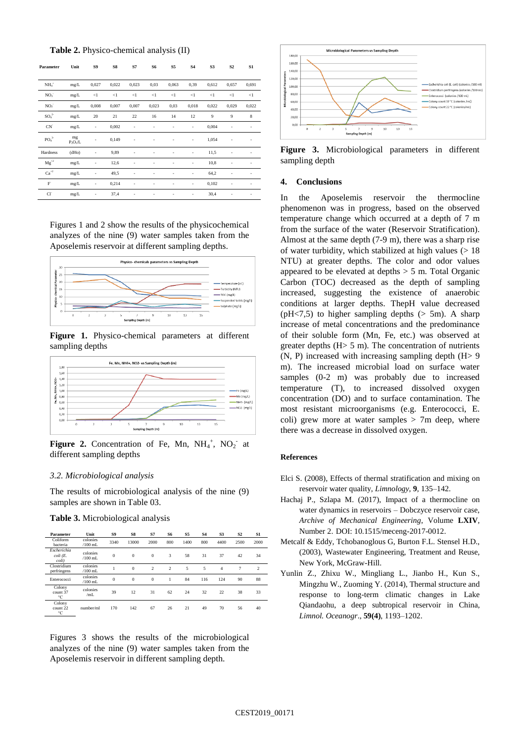**Table 2.** Physico-chemical analysis (II)

| Parameter | Unit | S9 | S8 | S7 | S6 | S5 | S4 | S3 | S2 | S1 |
|---|---|---|---|---|---|---|---|---|---|---|
| $NH_4^+$ | mg/L | 0,027 | 0,022 | 0,023 | 0,03 | 0,063 | 0,39 | 0,612 | 0,657 | 0,691 |
| $NO_3^-$ | mg/L | <1 | <1 | <1 | <1 | <1 | <1 | <1 | <1 | <1 |
| $NO_2^-$ | mg/L | 0,008 | 0,007 | 0,007 | 0,023 | 0,03 | 0,018 | 0,022 | 0,029 | 0,022 |
| $SO_4^{2-}$ | mg/L | 20 | 21 | 22 | 16 | 14 | 12 | 9 | 9 | 8 |
| $CN^-$ | mg/L | - | 0,002 | - | - | - | - | 0,004 | - | - |
| $PO_4^{3-}$ | mg $P_2O_5$/L | - | 0,149 | - | - | - | - | 1,054 | - | - |
| Hardness | (dHo) | - | 9,89 | - | - | - | - | 11,5 | - | - |
| $Mg^{+2}$ | mg/L | - | 12,6 | - | - | - | - | 10,8 | - | - |
| $Ca^{+2}$ | mg/L | - | 49,5 | - | - | - | - | 64,2 | - | - |
| $F^-$ | mg/L | - | 0,214 | - | - | - | - | 0,102 | - | - |
| $Cl^-$ | mg/L | - | 37,4 | - | - | - | - | 30,4 | - | - |

Figures 1 and 2 show the results of the physicochemical analyzes of the nine (9) water samples taken from the Aposelemis reservoir at different sampling depths.

Physico- chemicals parameters vs Sampling Depth

Physico- chemical Parameter

30
25
20
15
10
5
0

0 2 3 5 7 9 10 13 15

Sampling Depth (m)

Temperature (oC)
Turbidity (NTU)
TOC (mg/l)
Suspended Solids (mg/l)
Sulphate (mg/l)

**Figure 1.** Physico-chemical parameters at different sampling depths

Fe, Mn, NH4+, NO2- vs Sampling Depth (m)

Fe, Mn, NH4+, NO2-

1,80
1,60
1,40
1,20
1,00
0,80
0,60
0,40
0,20
0,00

0 2 3 5 7 9 10 13 15

Sampling Depth (m)

Fe (mg/L)
Mn (mg/L)
NH4+ (mg/L)
NO2- (mg/L)

**Figure 2.** Concentration of Fe, Mn, $NH_4^+$, $NO_2^-$ at different sampling depths

### *3.2. Microbiological analysis*

The results of microbiological analysis of the nine (9) samples are shown in Table 03.

**Table 3.** Microbiological analysis

| Parameter | Unit | S9 | S8 | S7 | S6 | S5 | S4 | S3 | S2 | S1 |
|---|---|---|---|---|---|---|---|---|---|---|
| Coliform bacteria | colonies /100 mL | 3340 | 13000 | 2000 | 800 | 1400 | 800 | 4400 | 2500 | 2000 |
| *Escherichia coli (E. coli)* | colonies /100 mL | 0 | 0 | 0 | 3 | 58 | 31 | 37 | 42 | 34 |
| Clostridium perfringens | colonies /100 mL | 1 | 0 | 2 | 2 | 5 | 5 | 4 | 7 | 2 |
| Enterococci | colonies /100 mL | 0 | 0 | 0 | 1 | 84 | 116 | 124 | 90 | 88 |
| Colony count 37 °C | colonies /mL | 39 | 12 | 31 | 62 | 24 | 32 | 22 | 38 | 33 |
| Colony count 22 °C | number/ml | 170 | 142 | 67 | 26 | 21 | 49 | 70 | 56 | 40 |

Figures 3 shows the results of the microbiological analyzes of the nine (9) water samples taken from the Aposelemis reservoir in different sampling depth.

Microbiological Parameters vs Sampling Depth

Microbiological Parameters

180,00
160,00
140,00
120,00
100,00
80,00
60,00
40,00
20,00
0,00

0 2 3 5 7 9 10 13 15

Sampling Depth (m)

Escherichia coli (E. coli) (colonies /100 ml)
Clostridium perfringens (colonies /100 ml)
Enterococci (colonies /100 mL)
Colony count 37 °C (colonies /mL)
Colony count 22 °C (colonies/mL)

**Figure 3.** Microbiological parameters in different sampling depth

## 4. Conclusions

In the Aposelemis reservoir the thermocline phenomenon was in progress, based on the observed temperature change which occurred at a depth of 7 m from the surface of the water (Reservoir Stratification). Almost at the same depth (7-9 m), there was a sharp rise of water turbidity, which stabilized at high values (> 18 NTU) at greater depths. The color and odor values appeared to be elevated at depths > 5 m. Total Organic Carbon (TOC) decreased as the depth of sampling increased, suggesting the existence of anaerobic conditions at larger depths. ThepH value decreased (pH<7,5) to higher sampling depths (> 5m). A sharp increase of metal concentrations and the predominance of their soluble form (Mn, Fe, etc.) was observed at greater depths (H> 5 m). The concentration of nutrients (N, P) increased with increasing sampling depth (H> 9 m). The increased microbial load on surface water samples (0-2 m) was probably due to increased temperature (T), to increased dissolved oxygen concentration (DO) and to surface contamination. The most resistant microorganisms (e.g. Enterococci, E. coli) grew more at water samples > 7m deep, where there was a decrease in dissolved oxygen.

#### References

Elci S. (2008), Effects of thermal stratification and mixing on reservoir water quality, *Limnology*, **9**, 135–142.

Hachaj P., Szlapa M. (2017), Impact of a thermocline on water dynamics in reservoirs – Dobczyce reservoir case, *Archive of Mechanical Engineering*, Volume **LXIV**, Number 2. DOI: 10.1515/meceng-2017-0012.

Metcalf & Eddy, Tchobanoglous G, Burton F.L. Stensel H.D., (2003), Wastewater Engineering, Treatment and Reuse, New York, McGraw-Hill.

Yunlin Z., Zhixu W., Mingliang L., Jianbo H., Kun S., Mingzhu W., Zuoming Y. (2014), Thermal structure and response to long-term climatic changes in Lake Qiandaohu, a deep subtropical reservoir in China, *Limnol. Oceanogr*., **59(4)**, 1193–1202.